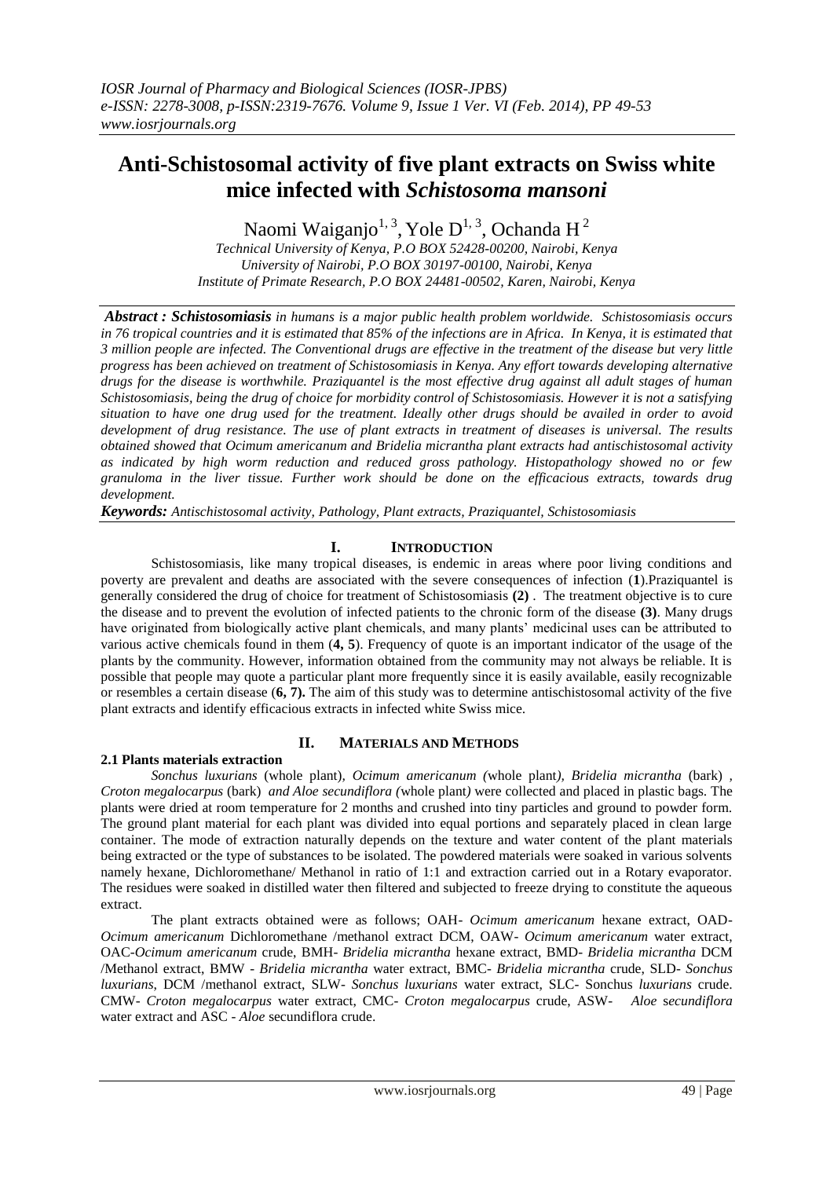# Anti-Schistosomal activity of five plant extracts on Swiss white mice infected with *Schistosoma mansoni*

Naomi Waiganjo[1, 3], Yole D[1, 3], Ochanda H[2]

*Technical University of Kenya, P.O BOX 52428-00200, Nairobi, Kenya*
*University of Nairobi, P.O BOX 30197-00100, Nairobi, Kenya*
*Institute of Primate Research, P.O BOX 24481-00502, Karen, Nairobi, Kenya*

***Abstract : Schistosomiasis*** *in humans is a major public health problem worldwide. Schistosomiasis occurs in 76 tropical countries and it is estimated that 85% of the infections are in Africa. In Kenya, it is estimated that 3 million people are infected. The Conventional drugs are effective in the treatment of the disease but very little progress has been achieved on treatment of Schistosomiasis in Kenya. Any effort towards developing alternative drugs for the disease is worthwhile. Praziquantel is the most effective drug against all adult stages of human Schistosomiasis, being the drug of choice for morbidity control of Schistosomiasis. However it is not a satisfying situation to have one drug used for the treatment. Ideally other drugs should be availed in order to avoid development of drug resistance. The use of plant extracts in treatment of diseases is universal. The results obtained showed that Ocimum americanum and Bridelia micrantha plant extracts had antischistosomal activity as indicated by high worm reduction and reduced gross pathology. Histopathology showed no or few granuloma in the liver tissue. Further work should be done on the efficacious extracts, towards drug development.*

***Keywords:*** *Antischistosomal activity, Pathology, Plant extracts, Praziquantel, Schistosomiasis*

## I. INTRODUCTION

Schistosomiasis, like many tropical diseases, is endemic in areas where poor living conditions and poverty are prevalent and deaths are associated with the severe consequences of infection (**1**).Praziquantel is generally considered the drug of choice for treatment of Schistosomiasis **(2)** . The treatment objective is to cure the disease and to prevent the evolution of infected patients to the chronic form of the disease **(3)**. Many drugs have originated from biologically active plant chemicals, and many plants' medicinal uses can be attributed to various active chemicals found in them (**4, 5**). Frequency of quote is an important indicator of the usage of the plants by the community. However, information obtained from the community may not always be reliable. It is possible that people may quote a particular plant more frequently since it is easily available, easily recognizable or resembles a certain disease (**6, 7).** The aim of this study was to determine antischistosomal activity of the five plant extracts and identify efficacious extracts in infected white Swiss mice.

## II. MATERIALS AND METHODS

### 2.1 Plants materials extraction

*Sonchus luxurians* (whole plant), *Ocimum americanum (*whole plant*), Bridelia micrantha* (bark) , *Croton megalocarpus* (bark) *and Aloe secundiflora (*whole plant*)* were collected and placed in plastic bags. The plants were dried at room temperature for 2 months and crushed into tiny particles and ground to powder form. The ground plant material for each plant was divided into equal portions and separately placed in clean large container. The mode of extraction naturally depends on the texture and water content of the plant materials being extracted or the type of substances to be isolated. The powdered materials were soaked in various solvents namely hexane, Dichloromethane/ Methanol in ratio of 1:1 and extraction carried out in a Rotary evaporator. The residues were soaked in distilled water then filtered and subjected to freeze drying to constitute the aqueous extract.

The plant extracts obtained were as follows; OAH- *Ocimum americanum* hexane extract, OAD- *Ocimum americanum* Dichloromethane /methanol extract DCM, OAW- *Ocimum americanum* water extract, OAC-*Ocimum americanum* crude, BMH- *Bridelia micrantha* hexane extract, BMD- *Bridelia micrantha* DCM /Methanol extract, BMW - *Bridelia micrantha* water extract, BMC- *Bridelia micrantha* crude, SLD- *Sonchus luxurians*, DCM /methanol extract, SLW- *Sonchus luxurians* water extract, SLC- Sonchus *luxurians* crude. CMW- *Croton megalocarpus* water extract, CMC- *Croton megalocarpus* crude, ASW- *Aloe secundiflora* water extract and ASC - *Aloe* secundiflora crude.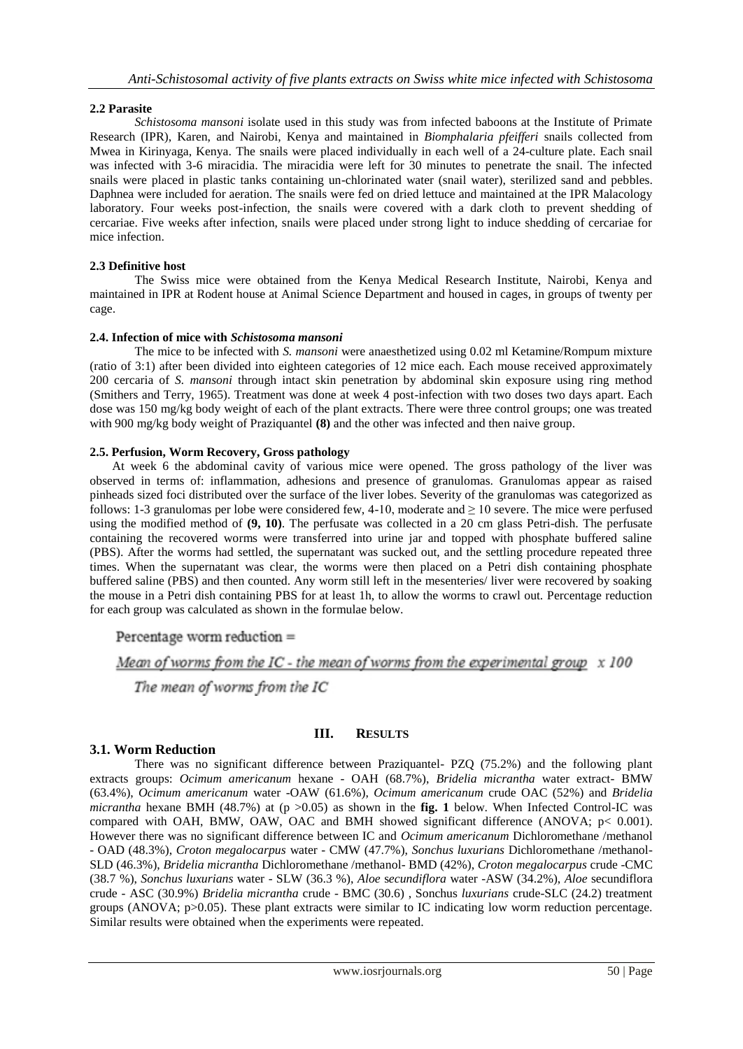### 2.2 Parasite

*Schistosoma mansoni* isolate used in this study was from infected baboons at the Institute of Primate Research (IPR), Karen, and Nairobi, Kenya and maintained in *Biomphalaria pfeifferi* snails collected from Mwea in Kirinyaga, Kenya. The snails were placed individually in each well of a 24-culture plate. Each snail was infected with 3-6 miracidia. The miracidia were left for 30 minutes to penetrate the snail. The infected snails were placed in plastic tanks containing un-chlorinated water (snail water), sterilized sand and pebbles. Daphnea were included for aeration. The snails were fed on dried lettuce and maintained at the IPR Malacology laboratory. Four weeks post-infection, the snails were covered with a dark cloth to prevent shedding of cercariae. Five weeks after infection, snails were placed under strong light to induce shedding of cercariae for mice infection.

### 2.3 Definitive host

The Swiss mice were obtained from the Kenya Medical Research Institute, Nairobi, Kenya and maintained in IPR at Rodent house at Animal Science Department and housed in cages, in groups of twenty per cage.

### 2.4. Infection of mice with *Schistosoma mansoni*

The mice to be infected with *S. mansoni* were anaesthetized using 0.02 ml Ketamine/Rompum mixture (ratio of 3:1) after been divided into eighteen categories of 12 mice each. Each mouse received approximately 200 cercaria of *S. mansoni* through intact skin penetration by abdominal skin exposure using ring method (Smithers and Terry, 1965). Treatment was done at week 4 post-infection with two doses two days apart. Each dose was 150 mg/kg body weight of each of the plant extracts. There were three control groups; one was treated with 900 mg/kg body weight of Praziquantel **(8)** and the other was infected and then naive group.

### 2.5. Perfusion, Worm Recovery, Gross pathology

At week 6 the abdominal cavity of various mice were opened. The gross pathology of the liver was observed in terms of: inflammation, adhesions and presence of granulomas. Granulomas appear as raised pinheads sized foci distributed over the surface of the liver lobes. Severity of the granulomas was categorized as follows: 1-3 granulomas per lobe were considered few, 4-10, moderate and ≥ 10 severe. The mice were perfused using the modified method of **(9, 10)**. The perfusate was collected in a 20 cm glass Petri-dish. The perfusate containing the recovered worms were transferred into urine jar and topped with phosphate buffered saline (PBS). After the worms had settled, the supernatant was sucked out, and the settling procedure repeated three times. When the supernatant was clear, the worms were then placed on a Petri dish containing phosphate buffered saline (PBS) and then counted. Any worm still left in the mesenteries/ liver were recovered by soaking the mouse in a Petri dish containing PBS for at least 1h, to allow the worms to crawl out. Percentage reduction for each group was calculated as shown in the formulae below.

$$\text{Percentage worm reduction} = \frac{\text{Mean of worms from the IC} - \text{the mean of worms from the experimental group}}{\text{The mean of worms from the IC}} \times 100$$

## III. RESULTS

### 3.1. Worm Reduction

There was no significant difference between Praziquantel- PZQ (75.2%) and the following plant extracts groups: *Ocimum americanum* hexane - OAH (68.7%), *Bridelia micrantha* water extract- BMW (63.4%), *Ocimum americanum* water -OAW (61.6%), *Ocimum americanum* crude OAC (52%) and *Bridelia micrantha* hexane BMH (48.7%) at ($p > 0.05$) as shown in the **fig. 1** below. When Infected Control-IC was compared with OAH, BMW, OAW, OAC and BMH showed significant difference (ANOVA; $p < 0.001$). However there was no significant difference between IC and *Ocimum americanum* Dichloromethane /methanol - OAD (48.3%), *Croton megalocarpus* water - CMW (47.7%), *Sonchus luxurians* Dichloromethane /methanol- SLD (46.3%), *Bridelia micrantha* Dichloromethane /methanol- BMD (42%), *Croton megalocarpus* crude -CMC (38.7 %), *Sonchus luxurians* water - SLW (36.3 %), *Aloe secundiflora* water -ASW (34.2%), *Aloe* secundiflora crude - ASC (30.9%) *Bridelia micrantha* crude - BMC (30.6) , Sonchus *luxurians* crude-SLC (24.2) treatment groups (ANOVA; $p > 0.05$). These plant extracts were similar to IC indicating low worm reduction percentage. Similar results were obtained when the experiments were repeated.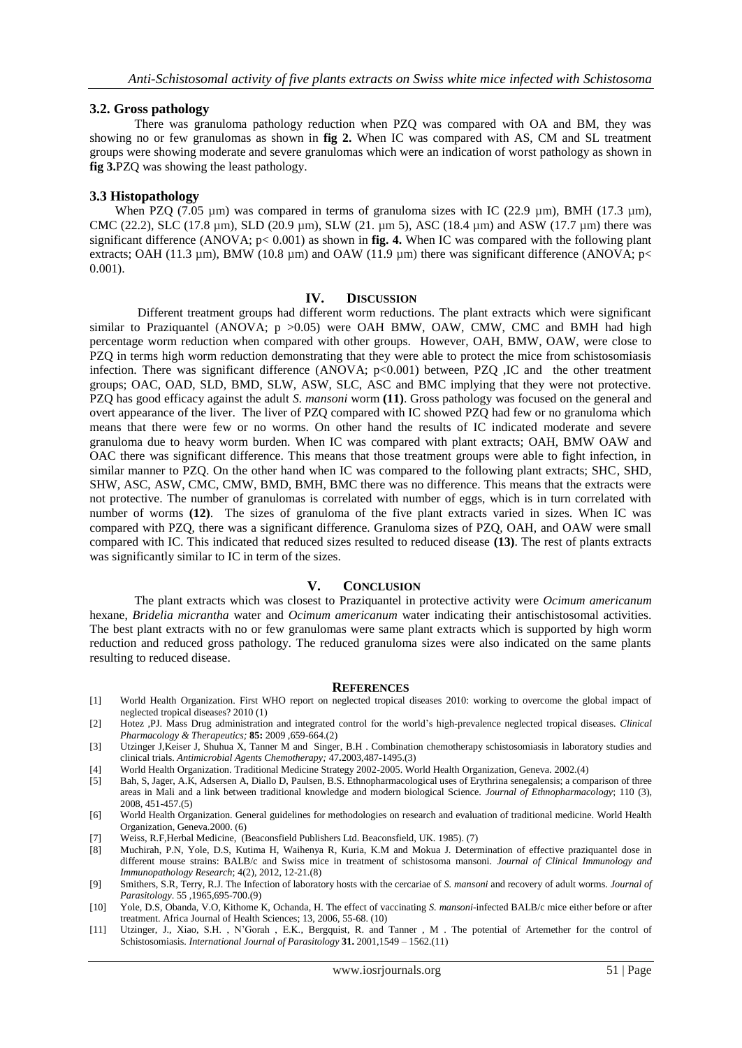### 3.2. Gross pathology

There was granuloma pathology reduction when PZQ was compared with OA and BM, they was showing no or few granulomas as shown in **fig 2.** When IC was compared with AS, CM and SL treatment groups were showing moderate and severe granulomas which were an indication of worst pathology as shown in **fig 3.**PZQ was showing the least pathology.

### 3.3 Histopathology

When PZQ (7.05 µm) was compared in terms of granuloma sizes with IC (22.9 µm), BMH (17.3 µm), CMC (22.2), SLC (17.8 µm), SLD (20.9 µm), SLW (21. µm 5), ASC (18.4 µm) and ASW (17.7 µm) there was significant difference (ANOVA; $p< 0.001$) as shown in **fig. 4.** When IC was compared with the following plant extracts; OAH (11.3 µm), BMW (10.8 µm) and OAW (11.9 µm) there was significant difference (ANOVA; $p< 0.001$).

## IV. Discussion

Different treatment groups had different worm reductions. The plant extracts which were significant similar to Praziquantel (ANOVA; $p > 0.05$) were OAH BMW, OAW, CMW, CMC and BMH had high percentage worm reduction when compared with other groups. However, OAH, BMW, OAW, were close to PZQ in terms high worm reduction demonstrating that they were able to protect the mice from schistosomiasis infection. There was significant difference (ANOVA; $p<0.001$) between, PZQ ,IC and the other treatment groups; OAC, OAD, SLD, BMD, SLW, ASW, SLC, ASC and BMC implying that they were not protective. PZQ has good efficacy against the adult *S. mansoni* worm **(11)**. Gross pathology was focused on the general and overt appearance of the liver. The liver of PZQ compared with IC showed PZQ had few or no granuloma which means that there were few or no worms. On other hand the results of IC indicated moderate and severe granuloma due to heavy worm burden. When IC was compared with plant extracts; OAH, BMW OAW and OAC there was significant difference. This means that those treatment groups were able to fight infection, in similar manner to PZQ. On the other hand when IC was compared to the following plant extracts; SHC, SHD, SHW, ASC, ASW, CMC, CMW, BMD, BMH, BMC there was no difference. This means that the extracts were not protective. The number of granulomas is correlated with number of eggs, which is in turn correlated with number of worms **(12)**. The sizes of granuloma of the five plant extracts varied in sizes. When IC was compared with PZQ, there was a significant difference. Granuloma sizes of PZQ, OAH, and OAW were small compared with IC. This indicated that reduced sizes resulted to reduced disease **(13)**. The rest of plants extracts was significantly similar to IC in term of the sizes.

## V. Conclusion

The plant extracts which was closest to Praziquantel in protective activity were *Ocimum americanum* hexane, *Bridelia micrantha* water and *Ocimum americanum* water indicating their antischistosomal activities. The best plant extracts with no or few granulomas were same plant extracts which is supported by high worm reduction and reduced gross pathology. The reduced granuloma sizes were also indicated on the same plants resulting to reduced disease.

## References

- [1] World Health Organization. First WHO report on neglected tropical diseases 2010: working to overcome the global impact of neglected tropical diseases? 2010 (1)
- [2] Hotez ,PJ. Mass Drug administration and integrated control for the world's high-prevalence neglected tropical diseases. *Clinical Pharmacology & Therapeutics;* **85:** 2009 ,659-664.(2)
- [3] Utzinger J,Keiser J, Shuhua X, Tanner M and Singer, B.H . Combination chemotherapy schistosomiasis in laboratory studies and clinical trials. *Antimicrobial Agents Chemotherapy;* 47**.**2003,487-1495.(3)
- [4] World Health Organization. Traditional Medicine Strategy 2002-2005. World Health Organization, Geneva. 2002.(4)
- [5] Bah, S, Jager, A.K, Adsersen A, Diallo D, Paulsen, B.S. Ethnopharmacological uses of Erythrina senegalensis; a comparison of three areas in Mali and a link between traditional knowledge and modern biological Science. *Journal of Ethnopharmacology*; 110 (3), 2008, 451-457.(5)
- [6] World Health Organization. General guidelines for methodologies on research and evaluation of traditional medicine. World Health Organization, Geneva.2000. (6)
- [7] Weiss, R.F,Herbal Medicine, (Beaconsfield Publishers Ltd. Beaconsfield, UK. 1985). (7)
- [8] Muchirah, P.N, Yole, D.S, Kutima H, Waihenya R, Kuria, K.M and Mokua J. Determination of effective praziquantel dose in different mouse strains: BALB/c and Swiss mice in treatment of schistosoma mansoni. *Journal of Clinical Immunology and Immunopathology Research*; 4(2), 2012, 12-21.(8)
- [9] Smithers, S.R, Terry, R.J. The Infection of laboratory hosts with the cercariae of *S. mansoni* and recovery of adult worms. *Journal of Parasitology*. 55 ,1965,695-700.(9)
- [10] Yole, D.S, Obanda, V.O, Kithome K, Ochanda, H. The effect of vaccinating *S. mansoni*-infected BALB/c mice either before or after treatment. Africa Journal of Health Sciences; 13, 2006, 55-68. (10)
- [11] Utzinger, J., Xiao, S.H. , N'Gorah , E.K., Bergquist, R. and Tanner , M . The potential of Artemether for the control of Schistosomiasis. *International Journal of Parasitology* **31.** 2001,1549 – 1562.(11)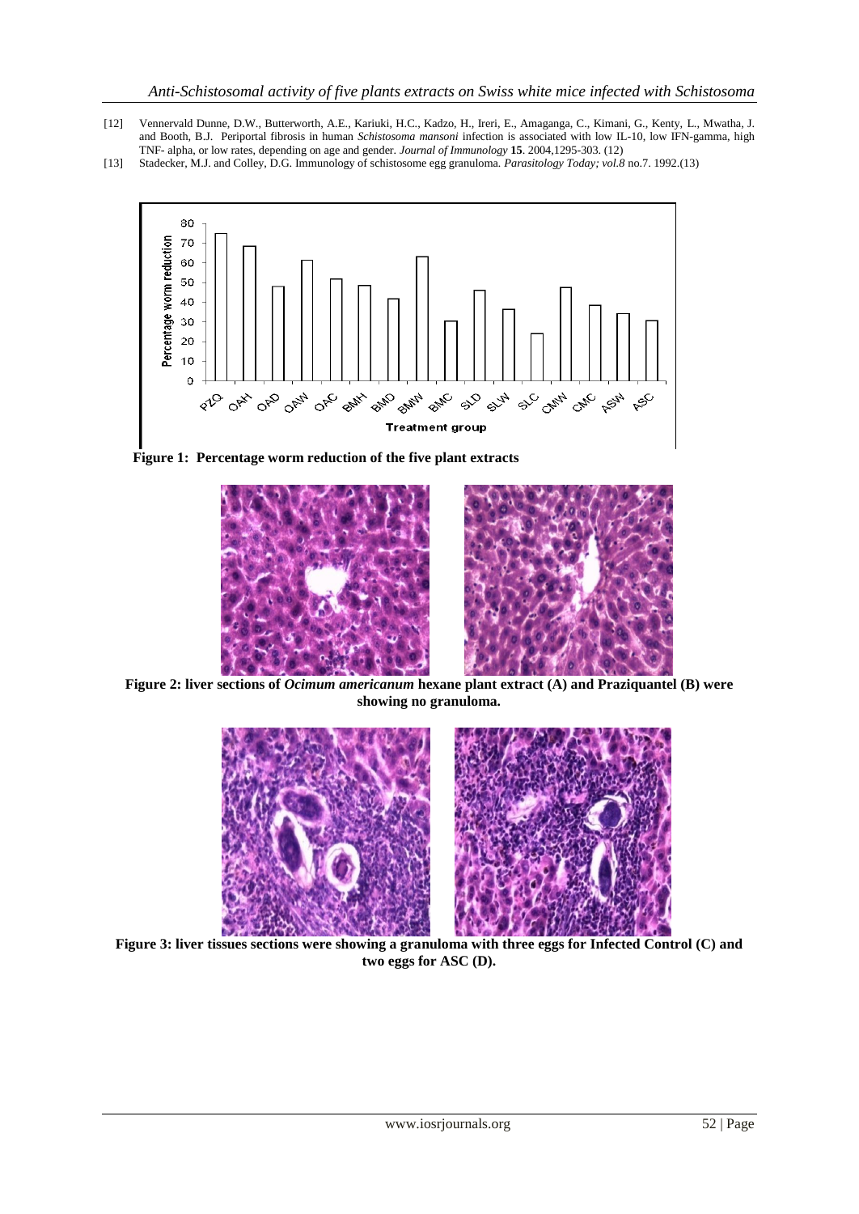[12] Vennervald Dunne, D.W., Butterworth, A.E., Kariuki, H.C., Kadzo, H., Ireri, E., Amaganga, C., Kimani, G., Kenty, L., Mwatha, J. and Booth, B.J. Periportal fibrosis in human *Schistosoma mansoni* infection is associated with low IL-10, low IFN-gamma, high TNF- alpha, or low rates, depending on age and gender. *Journal of Immunology* **15**. 2004,1295-303. (12)

[13] Stadecker, M.J. and Colley, D.G. Immunology of schistosome egg granuloma. *Parasitology Today; vol.8* no.7. 1992.(13)

**Figure 1: Percentage worm reduction of the five plant extracts**

**Figure 2: liver sections of *Ocimum americanum* hexane plant extract (A) and Praziquantel (B) were showing no granuloma.**

**Figure 3: liver tissues sections were showing a granuloma with three eggs for Infected Control (C) and two eggs for ASC (D).**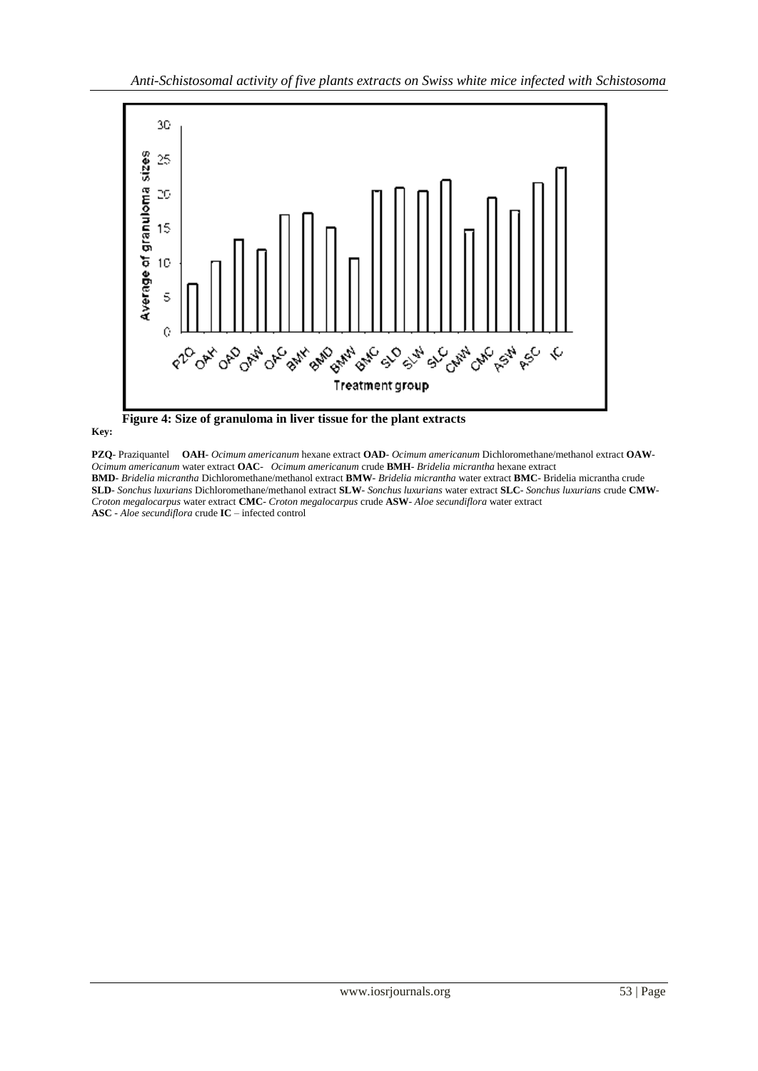30
25
20
15
10
5
0

Average of granuloma sizes

PZQ OAH OAD OAW OAC BMH BMD BMW BMC SLD SLW SLC CMW CMC ASW ASC IC

Treatment group

**Figure 4: Size of granuloma in liver tissue for the plant extracts**

**Key:**

**PZQ**- Praziquantel **OAH**- *Ocimum americanum* hexane extract **OAD**- *Ocimum americanum* Dichloromethane/methanol extract **OAW**- *Ocimum americanum* water extract **OAC**- *Ocimum americanum* crude **BMH**- *Bridelia micrantha* hexane extract **BMD**- *Bridelia micrantha* Dichloromethane/methanol extract **BMW**- *Bridelia micrantha* water extract **BMC**- Bridelia micrantha crude **SLD**- *Sonchus luxurians* Dichloromethane/methanol extract **SLW**- *Sonchus luxurians* water extract **SLC**- *Sonchus luxurians* crude **CMW**- *Croton megalocarpus* water extract **CMC**- *Croton megalocarpus* crude **ASW**- *Aloe secundiflora* water extract **ASC** - *Aloe secundiflora* crude **IC** – infected control